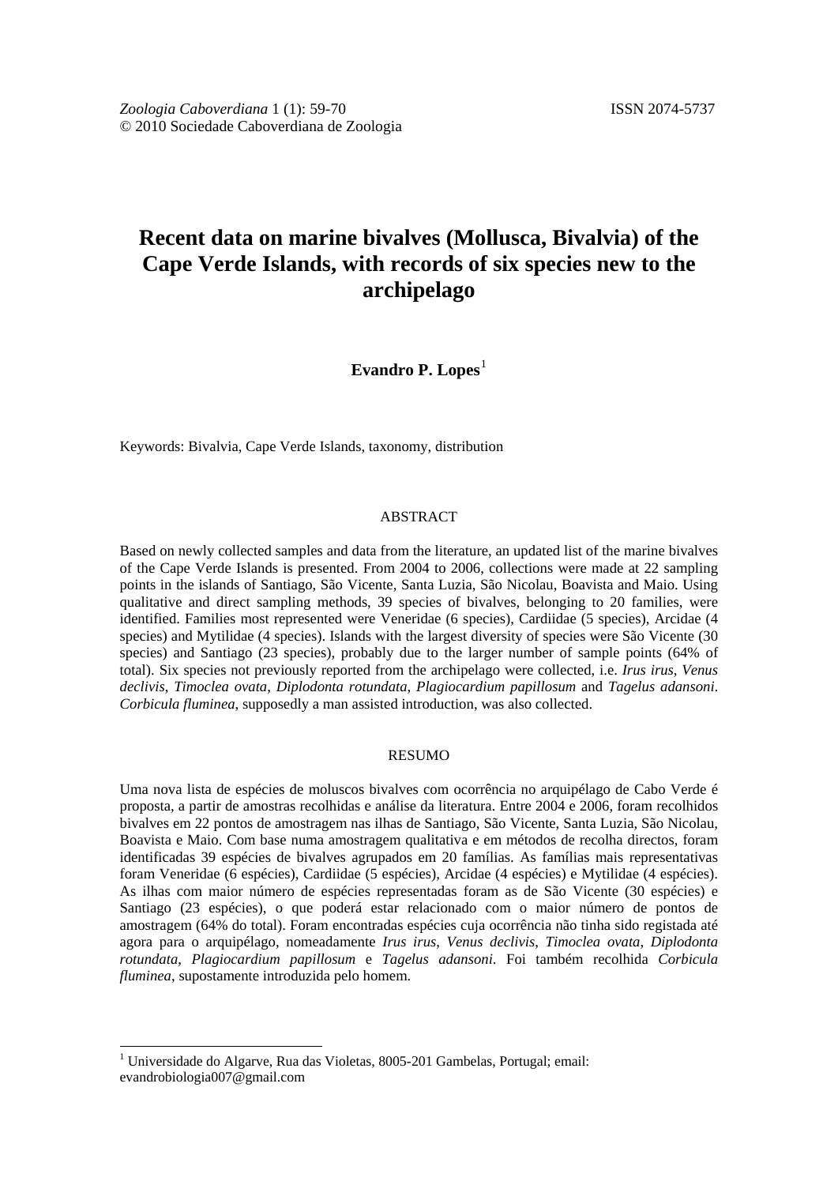# Recent data on marine bivalves (Mollusca, Bivalvia) of the Cape Verde Islands, with records of six species new to the archipelago

**Evandro P. Lopes**[1]

Keywords: Bivalvia, Cape Verde Islands, taxonomy, distribution

## ABSTRACT

Based on newly collected samples and data from the literature, an updated list of the marine bivalves of the Cape Verde Islands is presented. From 2004 to 2006, collections were made at 22 sampling points in the islands of Santiago, São Vicente, Santa Luzia, São Nicolau, Boavista and Maio. Using qualitative and direct sampling methods, 39 species of bivalves, belonging to 20 families, were identified. Families most represented were Veneridae (6 species), Cardiidae (5 species), Arcidae (4 species) and Mytilidae (4 species). Islands with the largest diversity of species were São Vicente (30 species) and Santiago (23 species), probably due to the larger number of sample points (64% of total). Six species not previously reported from the archipelago were collected, i.e. *Irus irus*, *Venus declivis*, *Timoclea ovata*, *Diplodonta rotundata*, *Plagiocardium papillosum* and *Tagelus adansoni*. *Corbicula fluminea*, supposedly a man assisted introduction, was also collected.

## RESUMO

Uma nova lista de espécies de moluscos bivalves com ocorrência no arquipélago de Cabo Verde é proposta, a partir de amostras recolhidas e análise da literatura. Entre 2004 e 2006, foram recolhidos bivalves em 22 pontos de amostragem nas ilhas de Santiago, São Vicente, Santa Luzia, São Nicolau, Boavista e Maio. Com base numa amostragem qualitativa e em métodos de recolha directos, foram identificadas 39 espécies de bivalves agrupados em 20 famílias. As famílias mais representativas foram Veneridae (6 espécies), Cardiidae (5 espécies), Arcidae (4 espécies) e Mytilidae (4 espécies). As ilhas com maior número de espécies representadas foram as de São Vicente (30 espécies) e Santiago (23 espécies), o que poderá estar relacionado com o maior número de pontos de amostragem (64% do total). Foram encontradas espécies cuja ocorrência não tinha sido registada até agora para o arquipélago, nomeadamente *Irus irus*, *Venus declivis*, *Timoclea ovata*, *Diplodonta rotundata*, *Plagiocardium papillosum* e *Tagelus adansoni*. Foi também recolhida *Corbicula fluminea*, supostamente introduzida pelo homem.

---

[1] Universidade do Algarve, Rua das Violetas, 8005-201 Gambelas, Portugal; email: evandrobiologia007@gmail.com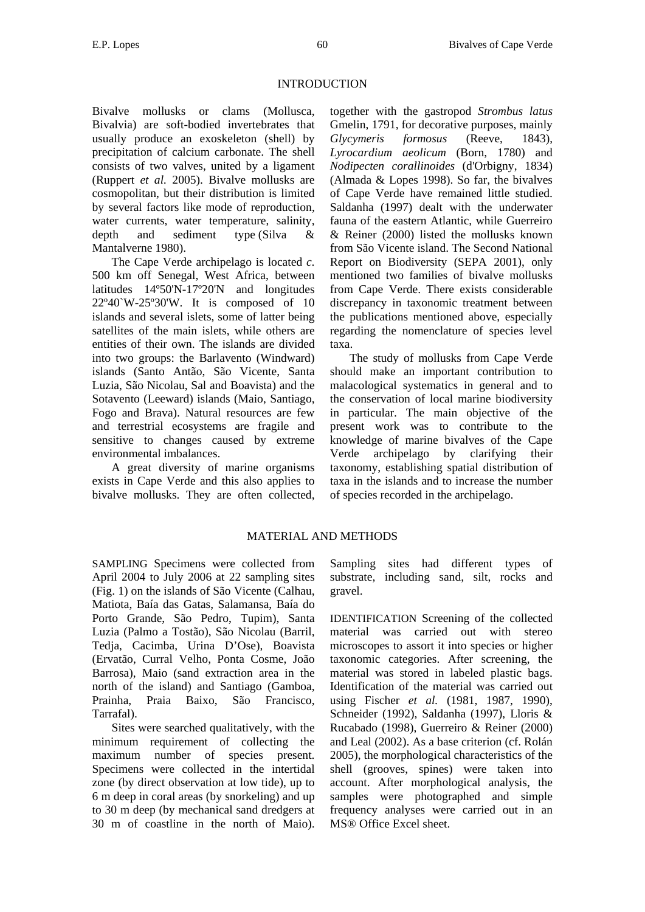## INTRODUCTION

Bivalve mollusks or clams (Mollusca, Bivalvia) are soft-bodied invertebrates that usually produce an exoskeleton (shell) by precipitation of calcium carbonate. The shell consists of two valves, united by a ligament (Ruppert *et al.* 2005). Bivalve mollusks are cosmopolitan, but their distribution is limited by several factors like mode of reproduction, water currents, water temperature, salinity, depth and sediment type (Silva & Mantalverne 1980).

The Cape Verde archipelago is located *c.* 500 km off Senegal, West Africa, between latitudes 14º50'N-17º20'N and longitudes 22º40`W-25º30'W. It is composed of 10 islands and several islets, some of latter being satellites of the main islets, while others are entities of their own. The islands are divided into two groups: the Barlavento (Windward) islands (Santo Antão, São Vicente, Santa Luzia, São Nicolau, Sal and Boavista) and the Sotavento (Leeward) islands (Maio, Santiago, Fogo and Brava). Natural resources are few and terrestrial ecosystems are fragile and sensitive to changes caused by extreme environmental imbalances.

A great diversity of marine organisms exists in Cape Verde and this also applies to bivalve mollusks. They are often collected, together with the gastropod *Strombus latus* Gmelin, 1791, for decorative purposes, mainly *Glycymeris formosus* (Reeve, 1843), *Lyrocardium aeolicum* (Born, 1780) and *Nodipecten corallinoides* (d'Orbigny, 1834) (Almada & Lopes 1998). So far, the bivalves of Cape Verde have remained little studied. Saldanha (1997) dealt with the underwater fauna of the eastern Atlantic, while Guerreiro & Reiner (2000) listed the mollusks known from São Vicente island. The Second National Report on Biodiversity (SEPA 2001), only mentioned two families of bivalve mollusks from Cape Verde. There exists considerable discrepancy in taxonomic treatment between the publications mentioned above, especially regarding the nomenclature of species level taxa.

The study of mollusks from Cape Verde should make an important contribution to malacological systematics in general and to the conservation of local marine biodiversity in particular. The main objective of the present work was to contribute to the knowledge of marine bivalves of the Cape Verde archipelago by clarifying their taxonomy, establishing spatial distribution of taxa in the islands and to increase the number of species recorded in the archipelago.

## MATERIAL AND METHODS

SAMPLING Specimens were collected from April 2004 to July 2006 at 22 sampling sites (Fig. 1) on the islands of São Vicente (Calhau, Matiota, Baía das Gatas, Salamansa, Baía do Porto Grande, São Pedro, Tupim), Santa Luzia (Palmo a Tostão), São Nicolau (Barril, Tedja, Cacimba, Urina D'Ose), Boavista (Ervatão, Curral Velho, Ponta Cosme, João Barrosa), Maio (sand extraction area in the north of the island) and Santiago (Gamboa, Prainha, Praia Baixo, São Francisco, Tarrafal).

Sites were searched qualitatively, with the minimum requirement of collecting the maximum number of species present. Specimens were collected in the intertidal zone (by direct observation at low tide), up to 6 m deep in coral areas (by snorkeling) and up to 30 m deep (by mechanical sand dredgers at 30 m of coastline in the north of Maio). Sampling sites had different types of substrate, including sand, silt, rocks and gravel.

IDENTIFICATION Screening of the collected material was carried out with stereo microscopes to assort it into species or higher taxonomic categories. After screening, the material was stored in labeled plastic bags. Identification of the material was carried out using Fischer *et al.* (1981, 1987, 1990), Schneider (1992), Saldanha (1997), Lloris & Rucabado (1998), Guerreiro & Reiner (2000) and Leal (2002). As a base criterion (cf. Rolán 2005), the morphological characteristics of the shell (grooves, spines) were taken into account. After morphological analysis, the samples were photographed and simple frequency analyses were carried out in an MS® Office Excel sheet.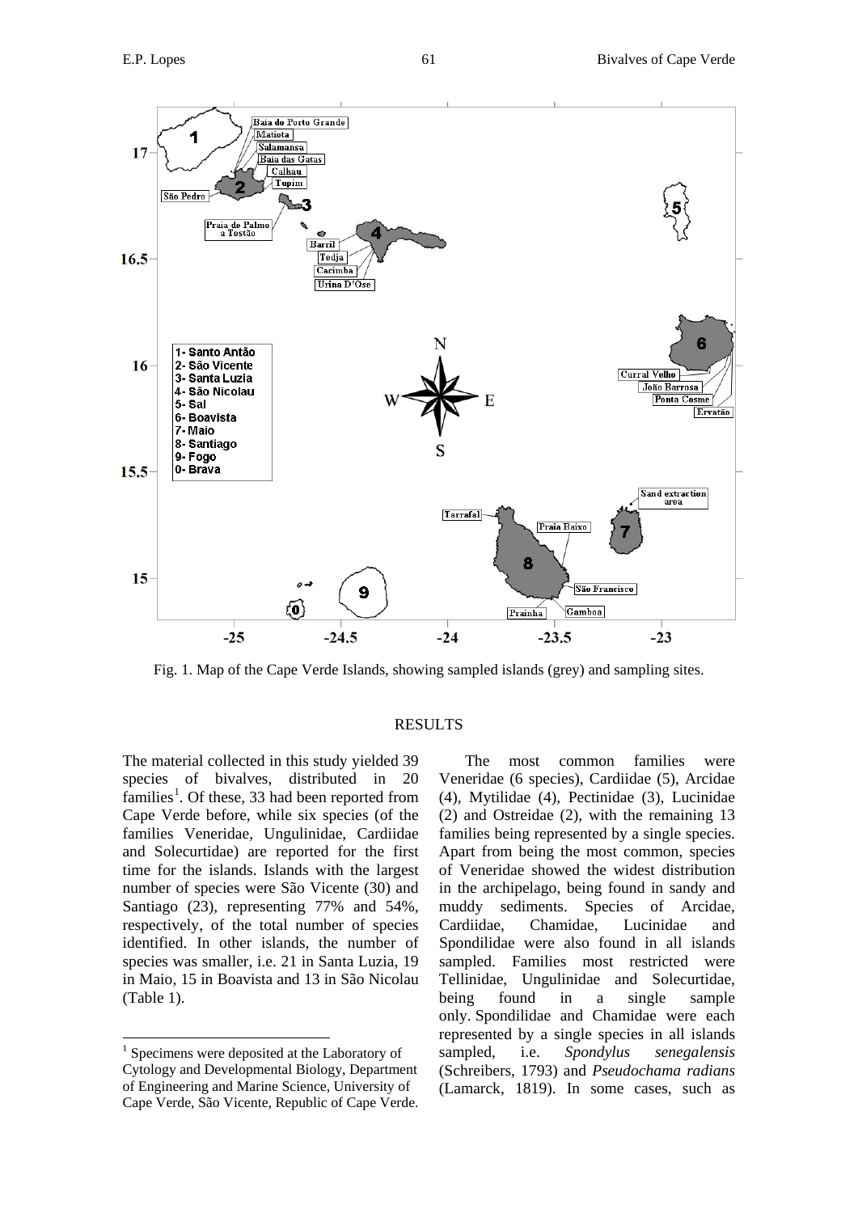Fig. 1. Map of the Cape Verde Islands, showing sampled islands (grey) and sampling sites.

## RESULTS

The material collected in this study yielded 39 species of bivalves, distributed in 20 families[1]. Of these, 33 had been reported from Cape Verde before, while six species (of the families Veneridae, Ungulinidae, Cardiidae and Solecurtidae) are reported for the first time for the islands. Islands with the largest number of species were São Vicente (30) and Santiago (23), representing 77% and 54%, respectively, of the total number of species identified. In other islands, the number of species was smaller, i.e. 21 in Santa Luzia, 19 in Maio, 15 in Boavista and 13 in São Nicolau (Table 1).

The most common families were Veneridae (6 species), Cardiidae (5), Arcidae (4), Mytilidae (4), Pectinidae (3), Lucinidae (2) and Ostreidae (2), with the remaining 13 families being represented by a single species. Apart from being the most common, species of Veneridae showed the widest distribution in the archipelago, being found in sandy and muddy sediments. Species of Arcidae, Cardiidae, Chamidae, Lucinidae and Spondilidae were also found in all islands sampled. Families most restricted were Tellinidae, Ungulinidae and Solecurtidae, being found in a single sample only. Spondilidae and Chamidae were each represented by a single species in all islands sampled, i.e. *Spondylus senegalensis* (Schreibers, 1793) and *Pseudochama radians* (Lamarck, 1819). In some cases, such as

[1] Specimens were deposited at the Laboratory of Cytology and Developmental Biology, Department of Engineering and Marine Science, University of Cape Verde, São Vicente, Republic of Cape Verde.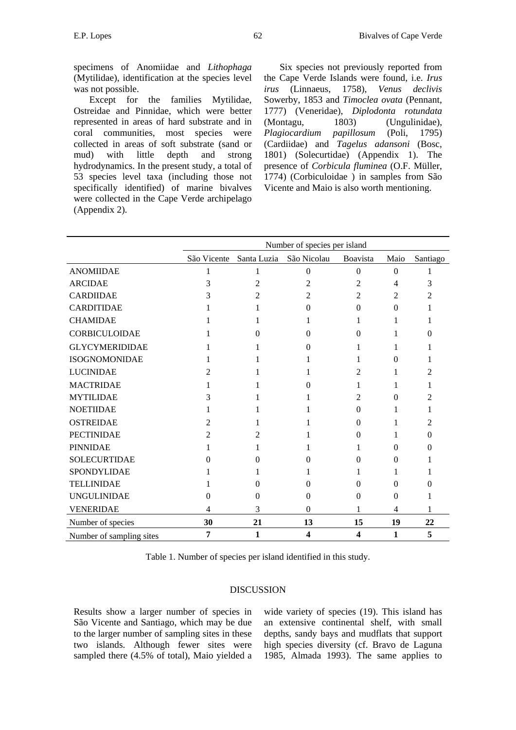specimens of Anomiidae and *Lithophaga* (Mytilidae), identification at the species level was not possible.

Except for the families Mytilidae, Ostreidae and Pinnidae, which were better represented in areas of hard substrate and in coral communities, most species were collected in areas of soft substrate (sand or mud) with little depth and strong hydrodynamics. In the present study, a total of 53 species level taxa (including those not specifically identified) of marine bivalves were collected in the Cape Verde archipelago (Appendix 2).

Six species not previously reported from the Cape Verde Islands were found, i.e. *Irus irus* (Linnaeus, 1758), *Venus declivis* Sowerby, 1853 and *Timoclea ovata* (Pennant, 1777) (Veneridae), *Diplodonta rotundata* (Montagu, 1803) (Ungulinidae), *Plagiocardium papillosum* (Poli, 1795) (Cardiidae) and *Tagelus adansoni* (Bosc, 1801) (Solecurtidae) (Appendix 1). The presence of *Corbicula fluminea* (O.F. Müller, 1774) (Corbiculoidae ) in samples from São Vicente and Maio is also worth mentioning.

| | Number of species per island | | | | | |
|---|---|---|---|---|---|---|
| | São Vicente | Santa Luzia | São Nicolau | Boavista | Maio | Santiago |
| ANOMIIDAE | 1 | 1 | 0 | 0 | 0 | 1 |
| ARCIDAE | 3 | 2 | 2 | 2 | 4 | 3 |
| CARDIIDAE | 3 | 2 | 2 | 2 | 2 | 2 |
| CARDITIDAE | 1 | 1 | 0 | 0 | 0 | 1 |
| CHAMIDAE | 1 | 1 | 1 | 1 | 1 | 1 |
| CORBICULOIDAE | 1 | 0 | 0 | 0 | 1 | 0 |
| GLYCYMERIDIDAE | 1 | 1 | 0 | 1 | 1 | 1 |
| ISOGNOMONIDAE | 1 | 1 | 1 | 1 | 0 | 1 |
| LUCINIDAE | 2 | 1 | 1 | 2 | 1 | 2 |
| MACTRIDAE | 1 | 1 | 0 | 1 | 1 | 1 |
| MYTILIDAE | 3 | 1 | 1 | 2 | 0 | 2 |
| NOETIIDAE | 1 | 1 | 1 | 0 | 1 | 1 |
| OSTREIDAE | 2 | 1 | 1 | 0 | 1 | 2 |
| PECTINIDAE | 2 | 2 | 1 | 0 | 1 | 0 |
| PINNIDAE | 1 | 1 | 1 | 1 | 0 | 0 |
| SOLECURTIDAE | 0 | 0 | 0 | 0 | 0 | 1 |
| SPONDYLIDAE | 1 | 1 | 1 | 1 | 1 | 1 |
| TELLINIDAE | 1 | 0 | 0 | 0 | 0 | 0 |
| UNGULINIDAE | 0 | 0 | 0 | 0 | 0 | 1 |
| VENERIDAE | 4 | 3 | 0 | 1 | 4 | 1 |
| Number of species | **30** | **21** | **13** | **15** | **19** | **22** |
| Number of sampling sites | **7** | **1** | **4** | **4** | **1** | **5** |

Table 1. Number of species per island identified in this study.

## DISCUSSION

Results show a larger number of species in São Vicente and Santiago, which may be due to the larger number of sampling sites in these two islands. Although fewer sites were sampled there (4.5% of total), Maio yielded a wide variety of species (19). This island has an extensive continental shelf, with small depths, sandy bays and mudflats that support high species diversity (cf. Bravo de Laguna 1985, Almada 1993). The same applies to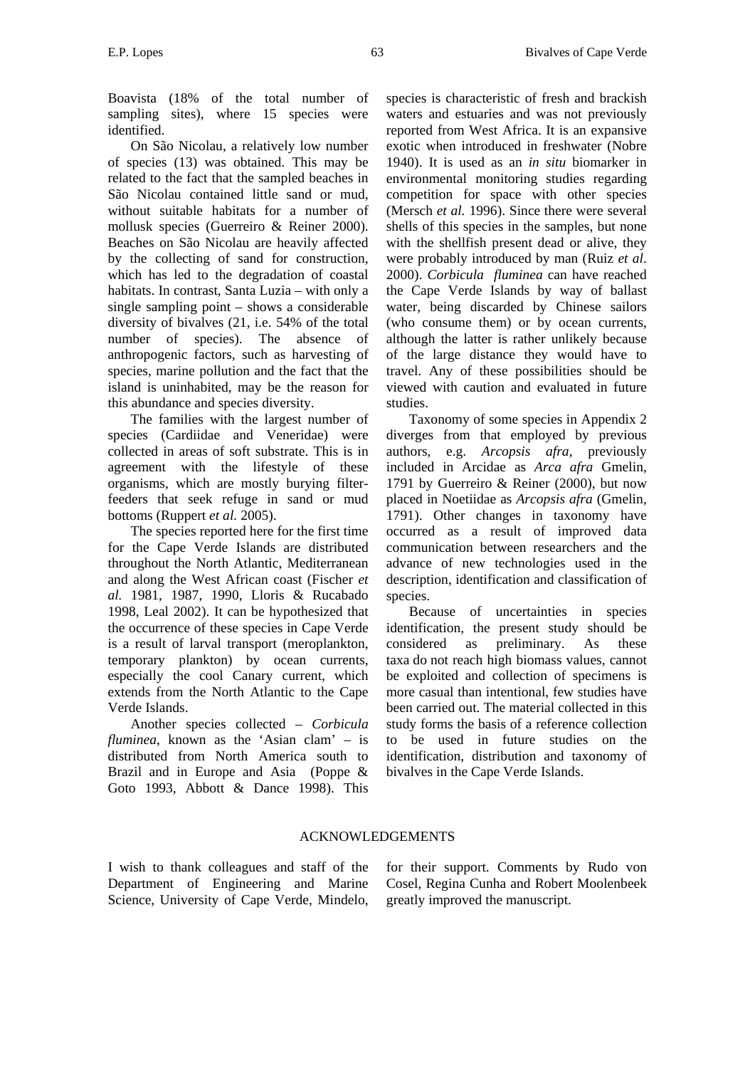Boavista (18% of the total number of sampling sites), where 15 species were identified.

On São Nicolau, a relatively low number of species (13) was obtained. This may be related to the fact that the sampled beaches in São Nicolau contained little sand or mud, without suitable habitats for a number of mollusk species (Guerreiro & Reiner 2000). Beaches on São Nicolau are heavily affected by the collecting of sand for construction, which has led to the degradation of coastal habitats. In contrast, Santa Luzia – with only a single sampling point – shows a considerable diversity of bivalves (21, i.e. 54% of the total number of species). The absence of anthropogenic factors, such as harvesting of species, marine pollution and the fact that the island is uninhabited, may be the reason for this abundance and species diversity.

The families with the largest number of species (Cardiidae and Veneridae) were collected in areas of soft substrate. This is in agreement with the lifestyle of these organisms, which are mostly burying filter-feeders that seek refuge in sand or mud bottoms (Ruppert *et al.* 2005).

The species reported here for the first time for the Cape Verde Islands are distributed throughout the North Atlantic, Mediterranean and along the West African coast (Fischer *et al.* 1981, 1987, 1990, Lloris & Rucabado 1998, Leal 2002). It can be hypothesized that the occurrence of these species in Cape Verde is a result of larval transport (meroplankton, temporary plankton) by ocean currents, especially the cool Canary current, which extends from the North Atlantic to the Cape Verde Islands.

Another species collected – *Corbicula fluminea*, known as the 'Asian clam' – is distributed from North America south to Brazil and in Europe and Asia (Poppe & Goto 1993, Abbott & Dance 1998). This species is characteristic of fresh and brackish waters and estuaries and was not previously reported from West Africa. It is an expansive exotic when introduced in freshwater (Nobre 1940). It is used as an *in situ* biomarker in environmental monitoring studies regarding competition for space with other species (Mersch *et al.* 1996). Since there were several shells of this species in the samples, but none with the shellfish present dead or alive, they were probably introduced by man (Ruiz *et al*. 2000). *Corbicula fluminea* can have reached the Cape Verde Islands by way of ballast water, being discarded by Chinese sailors (who consume them) or by ocean currents, although the latter is rather unlikely because of the large distance they would have to travel. Any of these possibilities should be viewed with caution and evaluated in future studies.

Taxonomy of some species in Appendix 2 diverges from that employed by previous authors, e.g. *Arcopsis afra*, previously included in Arcidae as *Arca afra* Gmelin, 1791 by Guerreiro & Reiner (2000), but now placed in Noetiidae as *Arcopsis afra* (Gmelin, 1791). Other changes in taxonomy have occurred as a result of improved data communication between researchers and the advance of new technologies used in the description, identification and classification of species.

Because of uncertainties in species identification, the present study should be considered as preliminary. As these taxa do not reach high biomass values, cannot be exploited and collection of specimens is more casual than intentional, few studies have been carried out. The material collected in this study forms the basis of a reference collection to be used in future studies on the identification, distribution and taxonomy of bivalves in the Cape Verde Islands.

## ACKNOWLEDGEMENTS

I wish to thank colleagues and staff of the Department of Engineering and Marine Science, University of Cape Verde, Mindelo, for their support. Comments by Rudo von Cosel, Regina Cunha and Robert Moolenbeek greatly improved the manuscript.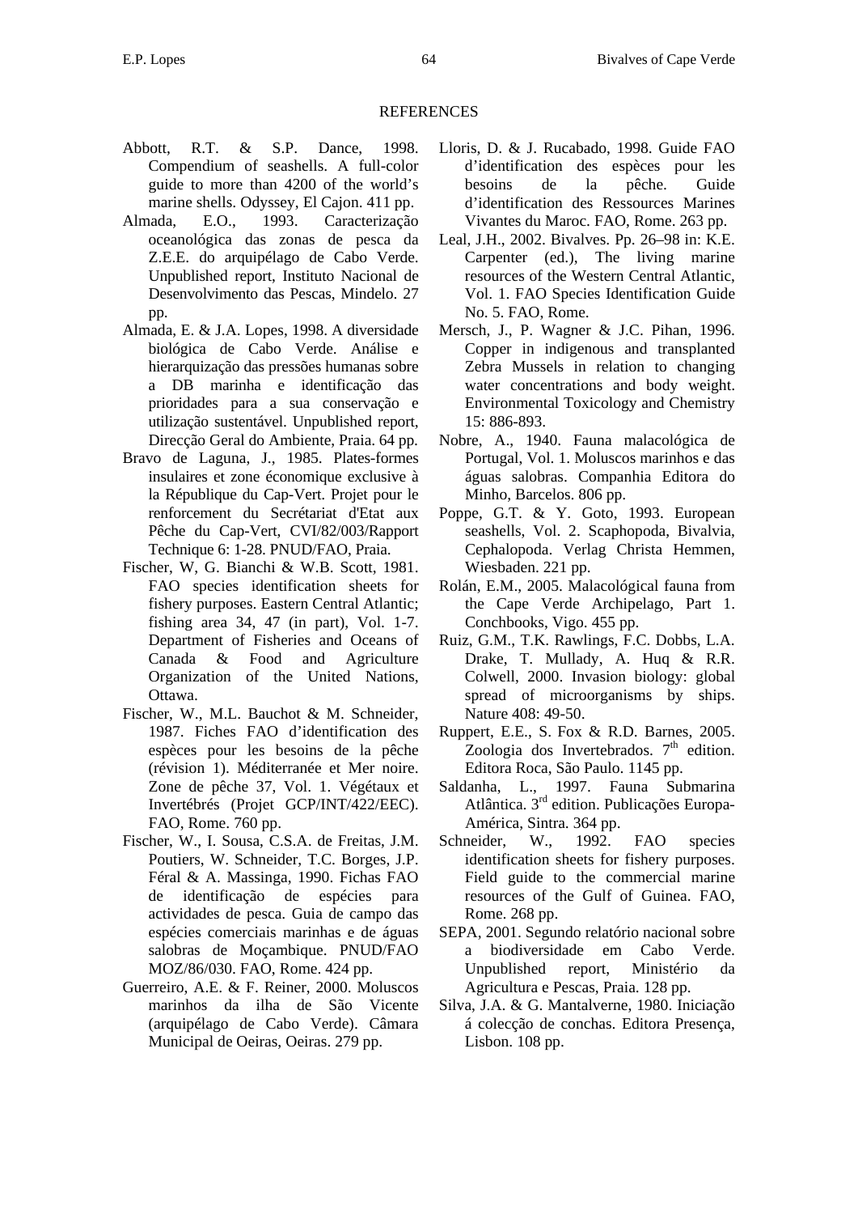## REFERENCES

Abbott, R.T. & S.P. Dance, 1998. Compendium of seashells. A full-color guide to more than 4200 of the world's marine shells. Odyssey, El Cajon. 411 pp.

Almada, E.O., 1993. Caracterização oceanológica das zonas de pesca da Z.E.E. do arquipélago de Cabo Verde. Unpublished report, Instituto Nacional de Desenvolvimento das Pescas, Mindelo. 27 pp.

Almada, E. & J.A. Lopes, 1998. A diversidade biológica de Cabo Verde. Análise e hierarquização das pressões humanas sobre a DB marinha e identificação das prioridades para a sua conservação e utilização sustentável. Unpublished report, Direcção Geral do Ambiente, Praia. 64 pp.

Bravo de Laguna, J., 1985. Plates-formes insulaires et zone économique exclusive à la République du Cap-Vert. Projet pour le renforcement du Secrétariat d'Etat aux Pêche du Cap-Vert, CVI/82/003/Rapport Technique 6: 1-28. PNUD/FAO, Praia.

Fischer, W, G. Bianchi & W.B. Scott, 1981. FAO species identification sheets for fishery purposes. Eastern Central Atlantic; fishing area 34, 47 (in part), Vol. 1-7. Department of Fisheries and Oceans of Canada & Food and Agriculture Organization of the United Nations, Ottawa.

Fischer, W., M.L. Bauchot & M. Schneider, 1987. Fiches FAO d'identification des espèces pour les besoins de la pêche (révision 1). Méditerranée et Mer noire. Zone de pêche 37, Vol. 1. Végétaux et Invertébrés (Projet GCP/INT/422/EEC). FAO, Rome. 760 pp.

Fischer, W., I. Sousa, C.S.A. de Freitas, J.M. Poutiers, W. Schneider, T.C. Borges, J.P. Féral & A. Massinga, 1990. Fichas FAO de identificação de espécies para actividades de pesca. Guia de campo das espécies comerciais marinhas e de águas salobras de Moçambique. PNUD/FAO MOZ/86/030. FAO, Rome. 424 pp.

Guerreiro, A.E. & F. Reiner, 2000. Moluscos marinhos da ilha de São Vicente (arquipélago de Cabo Verde). Câmara Municipal de Oeiras, Oeiras. 279 pp.

Lloris, D. & J. Rucabado, 1998. Guide FAO d'identification des espèces pour les besoins de la pêche. Guide d'identification des Ressources Marines Vivantes du Maroc. FAO, Rome. 263 pp.

Leal, J.H., 2002. Bivalves. Pp. 26–98 in: K.E. Carpenter (ed.), The living marine resources of the Western Central Atlantic, Vol. 1. FAO Species Identification Guide No. 5. FAO, Rome.

Mersch, J., P. Wagner & J.C. Pihan, 1996. Copper in indigenous and transplanted Zebra Mussels in relation to changing water concentrations and body weight. Environmental Toxicology and Chemistry 15: 886-893.

Nobre, A., 1940. Fauna malacológica de Portugal, Vol. 1. Moluscos marinhos e das águas salobras. Companhia Editora do Minho, Barcelos. 806 pp.

Poppe, G.T. & Y. Goto, 1993. European seashells, Vol. 2. Scaphopoda, Bivalvia, Cephalopoda. Verlag Christa Hemmen, Wiesbaden. 221 pp.

Rolán, E.M., 2005. Malacológical fauna from the Cape Verde Archipelago, Part 1. Conchbooks, Vigo. 455 pp.

Ruiz, G.M., T.K. Rawlings, F.C. Dobbs, L.A. Drake, T. Mullady, A. Huq & R.R. Colwell, 2000. Invasion biology: global spread of microorganisms by ships. Nature 408: 49-50.

Ruppert, E.E., S. Fox & R.D. Barnes, 2005. Zoologia dos Invertebrados. 7th edition. Editora Roca, São Paulo. 1145 pp.

Saldanha, L., 1997. Fauna Submarina Atlântica. 3rd edition. Publicações Europa-América, Sintra. 364 pp.

Schneider, W., 1992. FAO species identification sheets for fishery purposes. Field guide to the commercial marine resources of the Gulf of Guinea. FAO, Rome. 268 pp.

SEPA, 2001. Segundo relatório nacional sobre a biodiversidade em Cabo Verde. Unpublished report, Ministério da Agricultura e Pescas, Praia. 128 pp.

Silva, J.A. & G. Mantalverne, 1980. Iniciação á colecção de conchas. Editora Presença, Lisbon. 108 pp.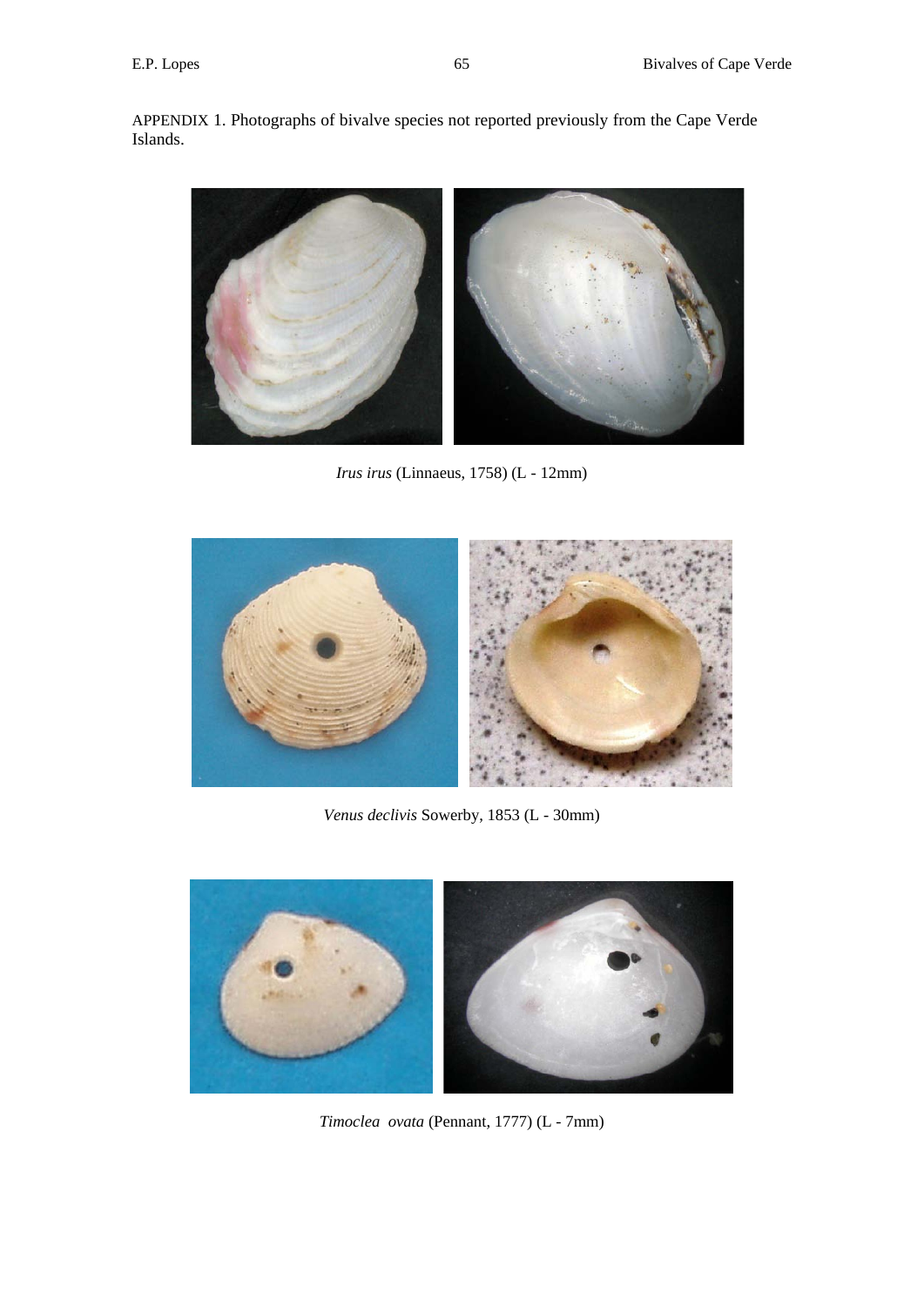APPENDIX 1. Photographs of bivalve species not reported previously from the Cape Verde Islands.

*Irus irus* (Linnaeus, 1758) (L - 12mm)

*Venus declivis* Sowerby, 1853 (L - 30mm)

*Timoclea ovata* (Pennant, 1777) (L - 7mm)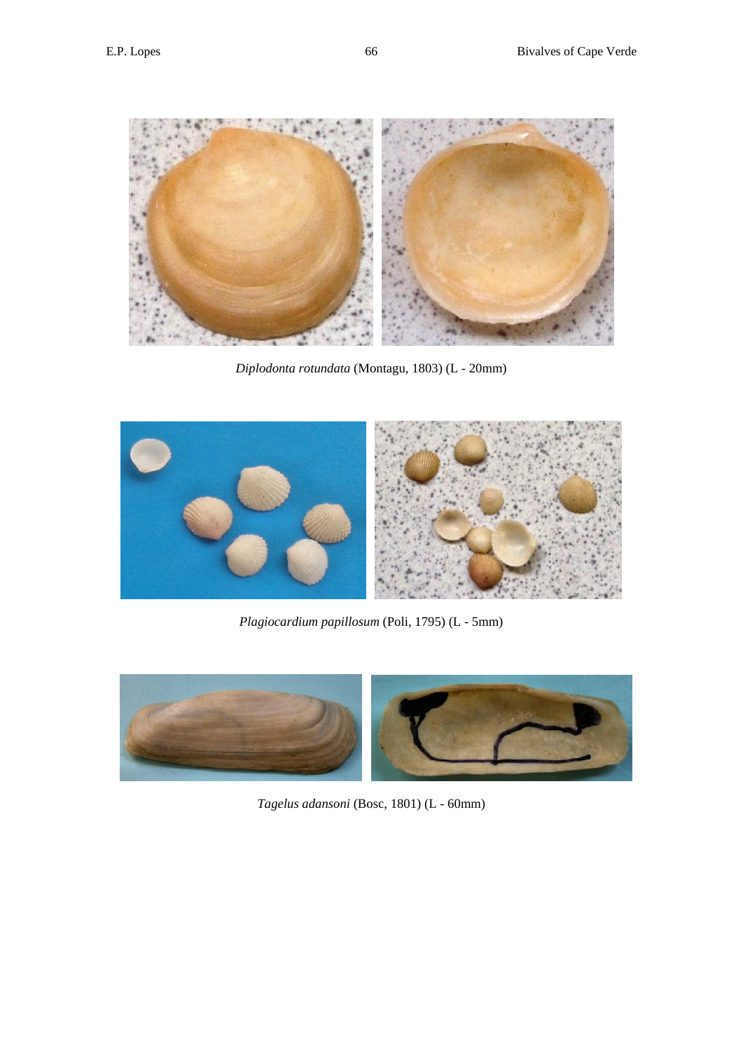*Diplodonta rotundata* (Montagu, 1803) (L - 20mm)

*Plagiocardium papillosum* (Poli, 1795) (L - 5mm)

*Tagelus adansoni* (Bosc, 1801) (L - 60mm)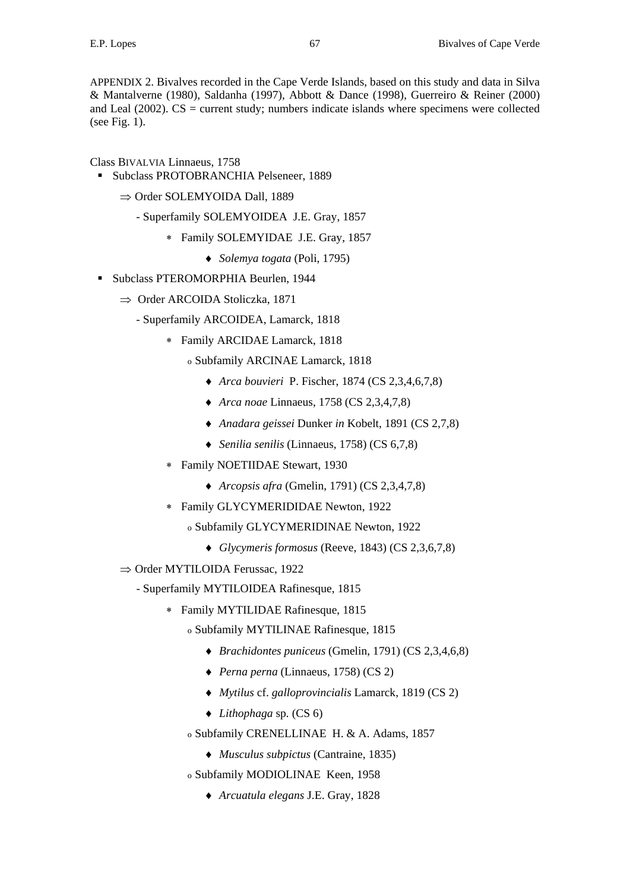APPENDIX 2. Bivalves recorded in the Cape Verde Islands, based on this study and data in Silva & Mantalverne (1980), Saldanha (1997), Abbott & Dance (1998), Guerreiro & Reiner (2000) and Leal (2002). CS = current study; numbers indicate islands where specimens were collected (see Fig. 1).

Class BIVALVIA Linnaeus, 1758

- Subclass PROTOBRANCHIA Pelseneer, 1889
  - ⇒ Order SOLEMYOIDA Dall, 1889
    - - Superfamily SOLEMYOIDEA J.E. Gray, 1857
      - ∗ Family SOLEMYIDAE J.E. Gray, 1857
        - ♦ *Solemya togata* (Poli, 1795)
- Subclass PTEROMORPHIA Beurlen, 1944
  - ⇒ Order ARCOIDA Stoliczka, 1871
    - - Superfamily ARCOIDEA, Lamarck, 1818
      - ∗ Family ARCIDAE Lamarck, 1818
        - o Subfamily ARCINAE Lamarck, 1818
          - ♦ *Arca bouvieri* P. Fischer, 1874 (CS 2,3,4,6,7,8)
          - ♦ *Arca noae* Linnaeus, 1758 (CS 2,3,4,7,8)
          - ♦ *Anadara geissei* Dunker *in* Kobelt, 1891 (CS 2,7,8)
          - ♦ *Senilia senilis* (Linnaeus, 1758) (CS 6,7,8)
      - ∗ Family NOETIIDAE Stewart, 1930
        - ♦ *Arcopsis afra* (Gmelin, 1791) (CS 2,3,4,7,8)
      - ∗ Family GLYCYMERIDIDAE Newton, 1922
        - o Subfamily GLYCYMERIDINAE Newton, 1922
          - ♦ *Glycymeris formosus* (Reeve, 1843) (CS 2,3,6,7,8)
  - ⇒ Order MYTILOIDA Ferussac, 1922
    - - Superfamily MYTILOIDEA Rafinesque, 1815
      - ∗ Family MYTILIDAE Rafinesque, 1815
        - o Subfamily MYTILINAE Rafinesque, 1815
          - ♦ *Brachidontes puniceus* (Gmelin, 1791) (CS 2,3,4,6,8)
          - ♦ *Perna perna* (Linnaeus, 1758) (CS 2)
          - ♦ *Mytilus* cf. *galloprovincialis* Lamarck, 1819 (CS 2)
          - ♦ *Lithophaga* sp. (CS 6)
        - o Subfamily CRENELLINAE H. & A. Adams, 1857
          - ♦ *Musculus subpictus* (Cantraine, 1835)
        - o Subfamily MODIOLINAE Keen, 1958
          - ♦ *Arcuatula elegans* J.E. Gray, 1828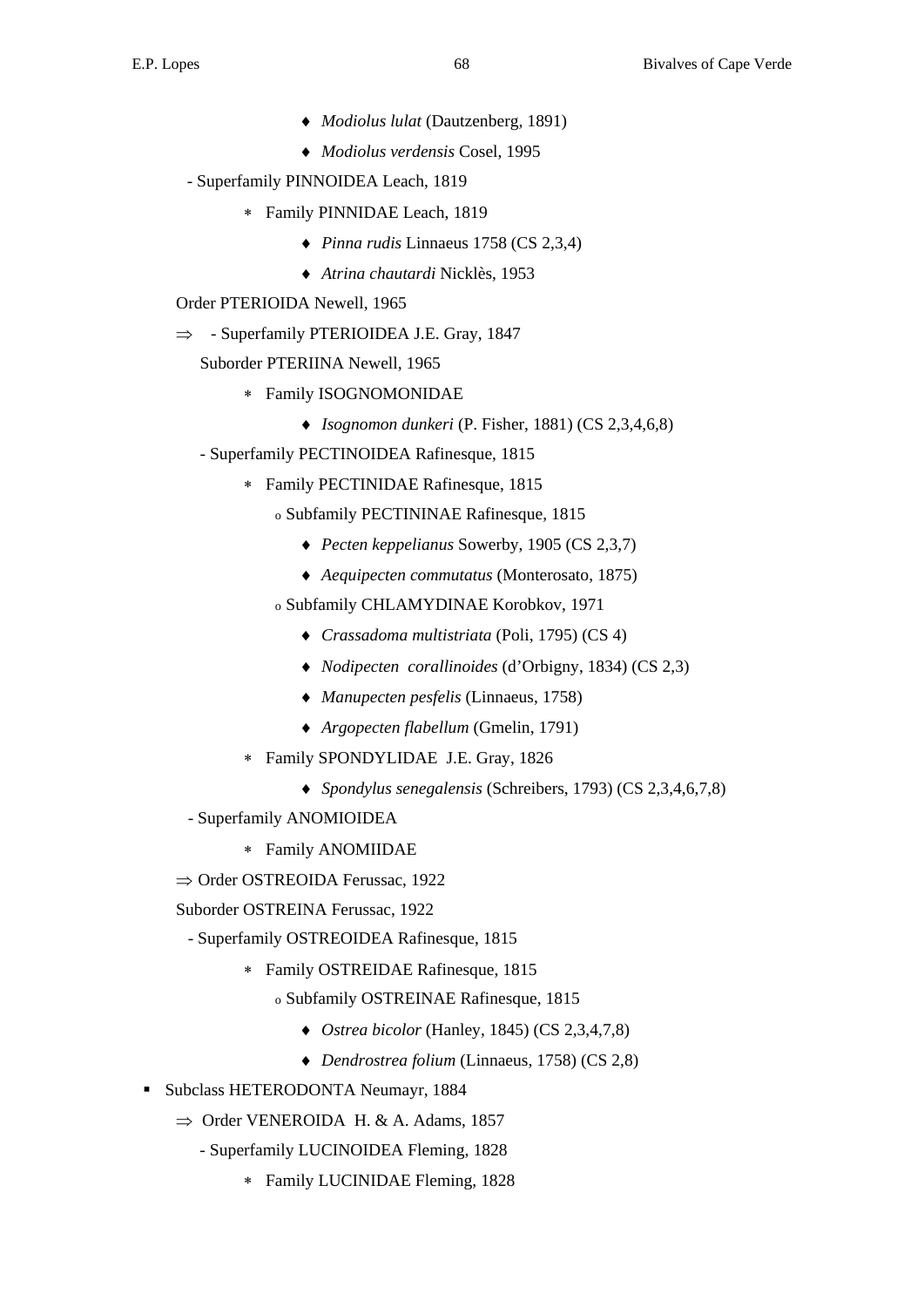- ♦ *Modiolus lulat* (Dautzenberg, 1891)
- ♦ *Modiolus verdensis* Cosel, 1995

- Superfamily PINNOIDEA Leach, 1819
  - ∗ Family PINNIDAE Leach, 1819
    - ♦ *Pinna rudis* Linnaeus 1758 (CS 2,3,4)
    - ♦ *Atrina chautardi* Nicklès, 1953

Order PTERIOIDA Newell, 1965

⇒ - Superfamily PTERIOIDEA J.E. Gray, 1847

Suborder PTERIINA Newell, 1965

- ∗ Family ISOGNOMONIDAE
  - ♦ *Isognomon dunkeri* (P. Fisher, 1881) (CS 2,3,4,6,8)

- Superfamily PECTINOIDEA Rafinesque, 1815
  - ∗ Family PECTINIDAE Rafinesque, 1815
    - o Subfamily PECTININAE Rafinesque, 1815
      - ♦ *Pecten keppelianus* Sowerby, 1905 (CS 2,3,7)
      - ♦ *Aequipecten commutatus* (Monterosato, 1875)
    - o Subfamily CHLAMYDINAE Korobkov, 1971
      - ♦ *Crassadoma multistriata* (Poli, 1795) (CS 4)
      - ♦ *Nodipecten corallinoides* (d'Orbigny, 1834) (CS 2,3)
      - ♦ *Manupecten pesfelis* (Linnaeus, 1758)
      - ♦ *Argopecten flabellum* (Gmelin, 1791)
  - ∗ Family SPONDYLIDAE J.E. Gray, 1826
    - ♦ *Spondylus senegalensis* (Schreibers, 1793) (CS 2,3,4,6,7,8)

- Superfamily ANOMIOIDEA
  - ∗ Family ANOMIIDAE

⇒ Order OSTREOIDA Ferussac, 1922

Suborder OSTREINA Ferussac, 1922

- Superfamily OSTREOIDEA Rafinesque, 1815
  - ∗ Family OSTREIDAE Rafinesque, 1815
    - o Subfamily OSTREINAE Rafinesque, 1815
      - ♦ *Ostrea bicolor* (Hanley, 1845) (CS 2,3,4,7,8)
      - ♦ *Dendrostrea folium* (Linnaeus, 1758) (CS 2,8)

▪ Subclass HETERODONTA Neumayr, 1884

⇒ Order VENEROIDA H. & A. Adams, 1857

- Superfamily LUCINOIDEA Fleming, 1828
  - ∗ Family LUCINIDAE Fleming, 1828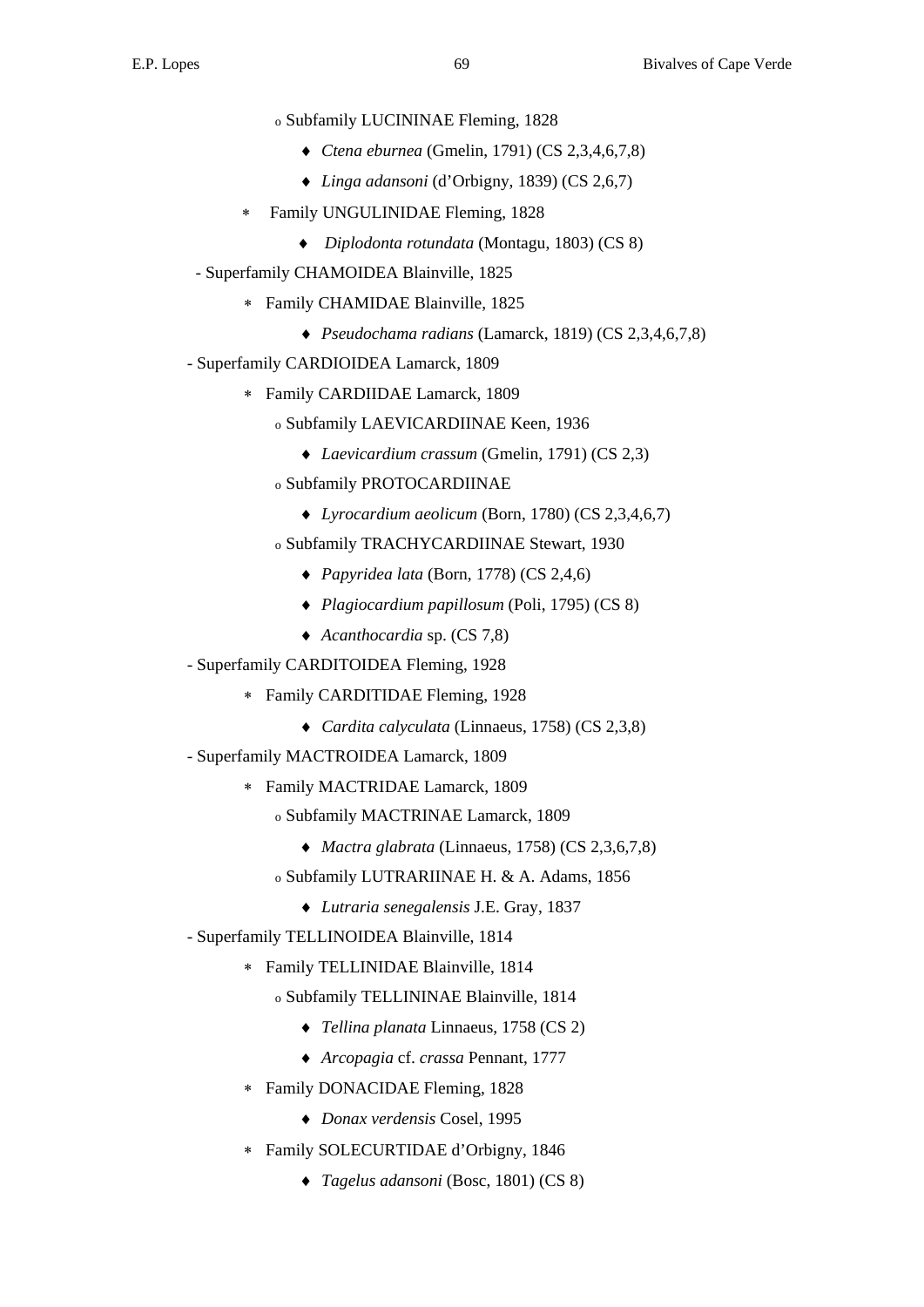- Subfamily LUCININAE Fleming, 1828
  - *Ctena eburnea* (Gmelin, 1791) (CS 2,3,4,6,7,8)
  - *Linga adansoni* (d'Orbigny, 1839) (CS 2,6,7)
- Family UNGULINIDAE Fleming, 1828
  - *Diplodonta rotundata* (Montagu, 1803) (CS 8)

- Superfamily CHAMOIDEA Blainville, 1825
  - Family CHAMIDAE Blainville, 1825
    - *Pseudochama radians* (Lamarck, 1819) (CS 2,3,4,6,7,8)

- Superfamily CARDIOIDEA Lamarck, 1809
  - Family CARDIIDAE Lamarck, 1809
    - Subfamily LAEVICARDIINAE Keen, 1936
      - *Laevicardium crassum* (Gmelin, 1791) (CS 2,3)
    - Subfamily PROTOCARDIINAE
      - *Lyrocardium aeolicum* (Born, 1780) (CS 2,3,4,6,7)
    - Subfamily TRACHYCARDIINAE Stewart, 1930
      - *Papyridea lata* (Born, 1778) (CS 2,4,6)
      - *Plagiocardium papillosum* (Poli, 1795) (CS 8)
      - *Acanthocardia* sp. (CS 7,8)

- Superfamily CARDITOIDEA Fleming, 1928
  - Family CARDITIDAE Fleming, 1928
    - *Cardita calyculata* (Linnaeus, 1758) (CS 2,3,8)

- Superfamily MACTROIDEA Lamarck, 1809
  - Family MACTRIDAE Lamarck, 1809
    - Subfamily MACTRINAE Lamarck, 1809
      - *Mactra glabrata* (Linnaeus, 1758) (CS 2,3,6,7,8)
    - Subfamily LUTRARIINAE H. & A. Adams, 1856
      - *Lutraria senegalensis* J.E. Gray, 1837

- Superfamily TELLINOIDEA Blainville, 1814
  - Family TELLINIDAE Blainville, 1814
    - Subfamily TELLININAE Blainville, 1814
      - *Tellina planata* Linnaeus, 1758 (CS 2)
      - *Arcopagia* cf. *crassa* Pennant, 1777
  - Family DONACIDAE Fleming, 1828
    - *Donax verdensis* Cosel, 1995
  - Family SOLECURTIDAE d'Orbigny, 1846
    - *Tagelus adansoni* (Bosc, 1801) (CS 8)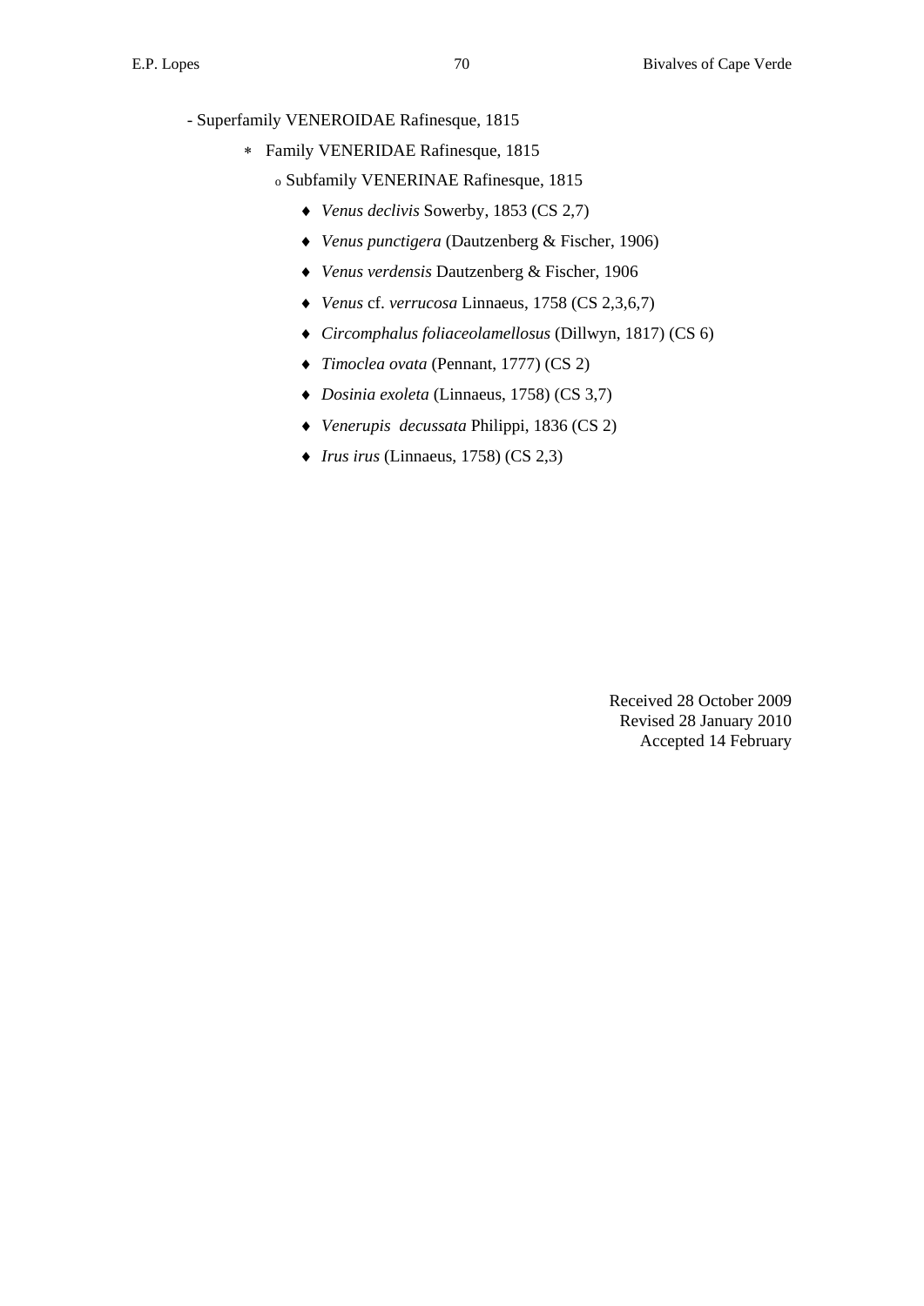- Superfamily VENEROIDAE Rafinesque, 1815

  * Family VENERIDAE Rafinesque, 1815

    - Subfamily VENERINAE Rafinesque, 1815

      - *Venus declivis* Sowerby, 1853 (CS 2,7)
      - *Venus punctigera* (Dautzenberg & Fischer, 1906)
      - *Venus verdensis* Dautzenberg & Fischer, 1906
      - *Venus* cf. *verrucosa* Linnaeus, 1758 (CS 2,3,6,7)
      - *Circomphalus foliaceolamellosus* (Dillwyn, 1817) (CS 6)
      - *Timoclea ovata* (Pennant, 1777) (CS 2)
      - *Dosinia exoleta* (Linnaeus, 1758) (CS 3,7)
      - *Venerupis decussata* Philippi, 1836 (CS 2)
      - *Irus irus* (Linnaeus, 1758) (CS 2,3)

Received 28 October 2009
Revised 28 January 2010
Accepted 14 February